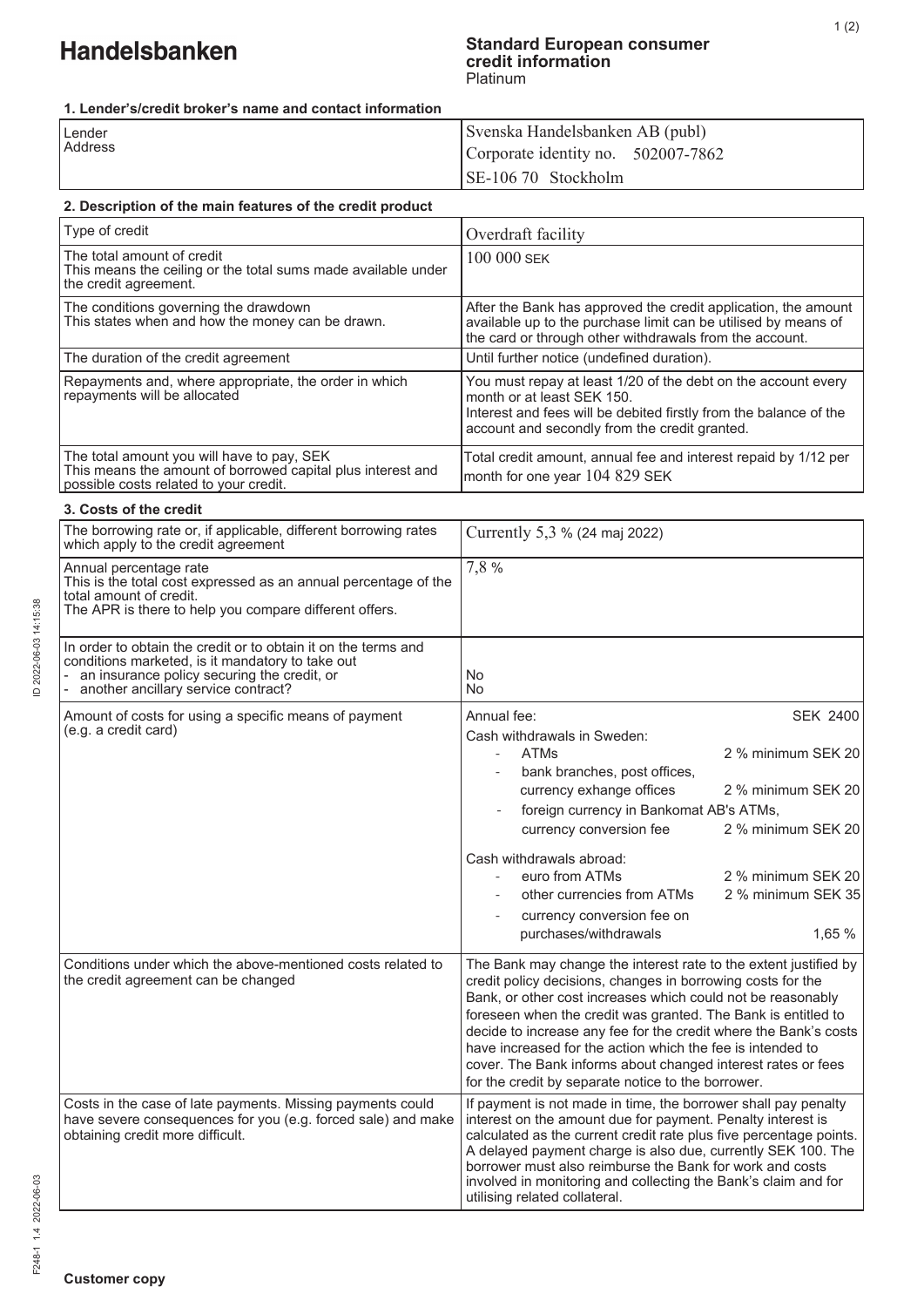# Handelsbanken

**Standard European consumer credit information**
Platinum

### 1. Lender's/credit broker's name and contact information

| | |
|---|---|
| Lender<br>Address | Svenska Handelsbanken AB (publ)<br>Corporate identity no. 502007-7862<br>SE-106 70 Stockholm |

### 2. Description of the main features of the credit product

| | |
|---|---|
| Type of credit | Overdraft facility |
| The total amount of credit<br>This means the ceiling or the total sums made available under the credit agreement. | 100 000 SEK |
| The conditions governing the drawdown<br>This states when and how the money can be drawn. | After the Bank has approved the credit application, the amount available up to the purchase limit can be utilised by means of the card or through other withdrawals from the account. |
| The duration of the credit agreement | Until further notice (undefined duration). |
| Repayments and, where appropriate, the order in which repayments will be allocated | You must repay at least 1/20 of the debt on the account every month or at least SEK 150.<br>Interest and fees will be debited firstly from the balance of the account and secondly from the credit granted. |
| The total amount you will have to pay, SEK<br>This means the amount of borrowed capital plus interest and possible costs related to your credit. | Total credit amount, annual fee and interest repaid by 1/12 per month for one year 104 829 SEK |

### 3. Costs of the credit

| | |
|---|---|
| The borrowing rate or, if applicable, different borrowing rates which apply to the credit agreement | Currently 5,3 % (24 maj 2022) |
| Annual percentage rate<br>This is the total cost expressed as an annual percentage of the total amount of credit.<br>The APR is there to help you compare different offers. | 7,8 % |
| In order to obtain the credit or to obtain it on the terms and conditions marketed, is it mandatory to take out<br>- an insurance policy securing the credit, or<br>- another ancillary service contract? | <br><br>No<br>No |
| Amount of costs for using a specific means of payment (e.g. a credit card) | Annual fee: SEK 2400<br>Cash withdrawals in Sweden:<br>- ATMs: 2 % minimum SEK 20<br>- bank branches, post offices, currency exhange offices: 2 % minimum SEK 20<br>- foreign currency in Bankomat AB's ATMs, currency conversion fee: 2 % minimum SEK 20<br>Cash withdrawals abroad:<br>- euro from ATMs: 2 % minimum SEK 20<br>- other currencies from ATMs: 2 % minimum SEK 35<br>- currency conversion fee on purchases/withdrawals: 1,65 % |
| Conditions under which the above-mentioned costs related to the credit agreement can be changed | The Bank may change the interest rate to the extent justified by credit policy decisions, changes in borrowing costs for the Bank, or other cost increases which could not be reasonably foreseen when the credit was granted. The Bank is entitled to decide to increase any fee for the credit where the Bank's costs have increased for the action which the fee is intended to cover. The Bank informs about changed interest rates or fees for the credit by separate notice to the borrower. |
| Costs in the case of late payments. Missing payments could have severe consequences for you (e.g. forced sale) and make obtaining credit more difficult. | If payment is not made in time, the borrower shall pay penalty interest on the amount due for payment. Penalty interest is calculated as the current credit rate plus five percentage points. A delayed payment charge is also due, currently SEK 100. The borrower must also reimburse the Bank for work and costs involved in monitoring and collecting the Bank's claim and for utilising related collateral. |

**Customer copy**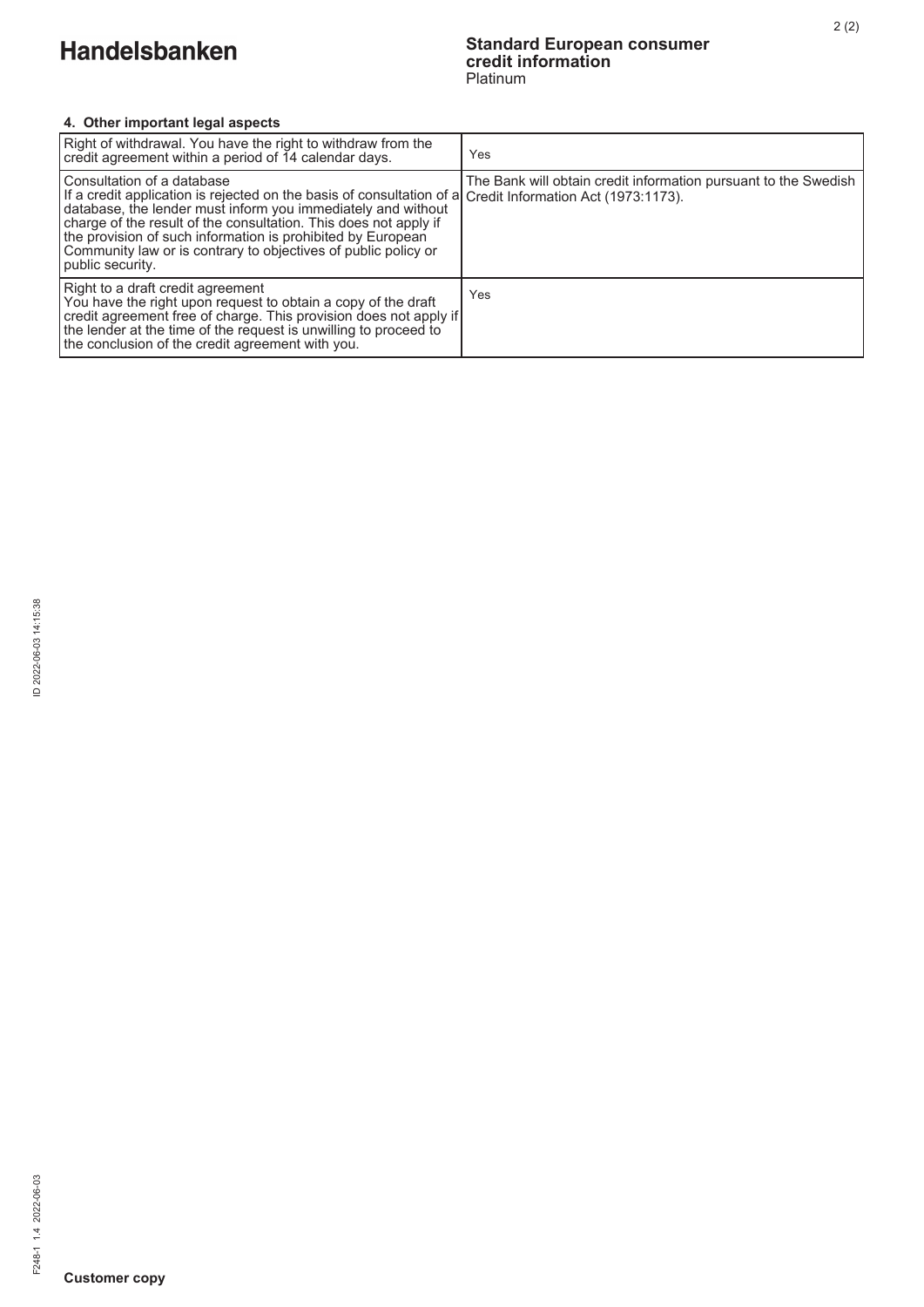### 4. Other important legal aspects

| | |
|---|---|
| Right of withdrawal. You have the right to withdraw from the credit agreement within a period of 14 calendar days. | Yes |
| Consultation of a database<br>If a credit application is rejected on the basis of consultation of a database, the lender must inform you immediately and without charge of the result of the consultation. This does not apply if the provision of such information is prohibited by European Community law or is contrary to objectives of public policy or public security. | The Bank will obtain credit information pursuant to the Swedish Credit Information Act (1973:1173). |
| Right to a draft credit agreement<br>You have the right upon request to obtain a copy of the draft credit agreement free of charge. This provision does not apply if the lender at the time of the request is unwilling to proceed to the conclusion of the credit agreement with you. | Yes |

**Customer copy**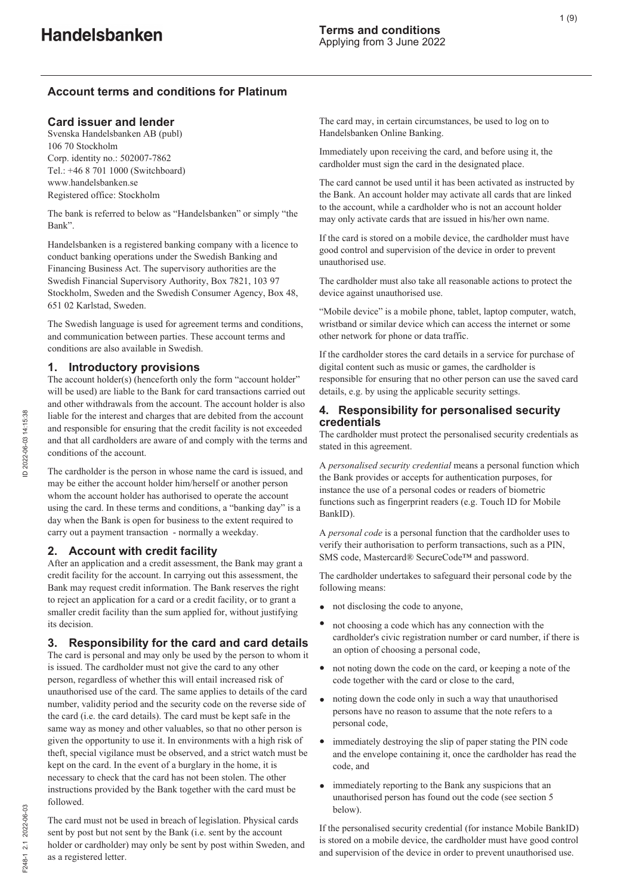# Handelsbanken

**Terms and conditions**
Applying from 3 June 2022

## Account terms and conditions for Platinum

### Card issuer and lender

Svenska Handelsbanken AB (publ)
106 70 Stockholm
Corp. identity no.: 502007-7862
Tel.: +46 8 701 1000 (Switchboard)
www.handelsbanken.se
Registered office: Stockholm

The bank is referred to below as "Handelsbanken" or simply "the Bank".

Handelsbanken is a registered banking company with a licence to conduct banking operations under the Swedish Banking and Financing Business Act. The supervisory authorities are the Swedish Financial Supervisory Authority, Box 7821, 103 97 Stockholm, Sweden and the Swedish Consumer Agency, Box 48, 651 02 Karlstad, Sweden.

The Swedish language is used for agreement terms and conditions, and communication between parties. These account terms and conditions are also available in Swedish.

### 1. Introductory provisions

The account holder(s) (henceforth only the form "account holder" will be used) are liable to the Bank for card transactions carried out and other withdrawals from the account. The account holder is also liable for the interest and charges that are debited from the account and responsible for ensuring that the credit facility is not exceeded and that all cardholders are aware of and comply with the terms and conditions of the account.

The cardholder is the person in whose name the card is issued, and may be either the account holder him/herself or another person whom the account holder has authorised to operate the account using the card. In these terms and conditions, a "banking day" is a day when the Bank is open for business to the extent required to carry out a payment transaction - normally a weekday.

### 2. Account with credit facility

After an application and a credit assessment, the Bank may grant a credit facility for the account. In carrying out this assessment, the Bank may request credit information. The Bank reserves the right to reject an application for a card or a credit facility, or to grant a smaller credit facility than the sum applied for, without justifying its decision.

### 3. Responsibility for the card and card details

The card is personal and may only be used by the person to whom it is issued. The cardholder must not give the card to any other person, regardless of whether this will entail increased risk of unauthorised use of the card. The same applies to details of the card number, validity period and the security code on the reverse side of the card (i.e. the card details). The card must be kept safe in the same way as money and other valuables, so that no other person is given the opportunity to use it. In environments with a high risk of theft, special vigilance must be observed, and a strict watch must be kept on the card. In the event of a burglary in the home, it is necessary to check that the card has not been stolen. The other instructions provided by the Bank together with the card must be followed.

The card must not be used in breach of legislation. Physical cards sent by post but not sent by the Bank (i.e. sent by the account holder or cardholder) may only be sent by post within Sweden, and as a registered letter.

The card may, in certain circumstances, be used to log on to Handelsbanken Online Banking.

Immediately upon receiving the card, and before using it, the cardholder must sign the card in the designated place.

The card cannot be used until it has been activated as instructed by the Bank. An account holder may activate all cards that are linked to the account, while a cardholder who is not an account holder may only activate cards that are issued in his/her own name.

If the card is stored on a mobile device, the cardholder must have good control and supervision of the device in order to prevent unauthorised use.

The cardholder must also take all reasonable actions to protect the device against unauthorised use.

"Mobile device" is a mobile phone, tablet, laptop computer, watch, wristband or similar device which can access the internet or some other network for phone or data traffic.

If the cardholder stores the card details in a service for purchase of digital content such as music or games, the cardholder is responsible for ensuring that no other person can use the saved card details, e.g. by using the applicable security settings.

### 4. Responsibility for personalised security credentials

The cardholder must protect the personalised security credentials as stated in this agreement.

A *personalised security credential* means a personal function which the Bank provides or accepts for authentication purposes, for instance the use of a personal codes or readers of biometric functions such as fingerprint readers (e.g. Touch ID for Mobile BankID).

A *personal code* is a personal function that the cardholder uses to verify their authorisation to perform transactions, such as a PIN, SMS code, Mastercard® SecureCode™ and password.

The cardholder undertakes to safeguard their personal code by the following means:

- not disclosing the code to anyone,
- not choosing a code which has any connection with the cardholder's civic registration number or card number, if there is an option of choosing a personal code,
- not noting down the code on the card, or keeping a note of the code together with the card or close to the card,
- noting down the code only in such a way that unauthorised persons have no reason to assume that the note refers to a personal code,
- immediately destroying the slip of paper stating the PIN code and the envelope containing it, once the cardholder has read the code, and
- immediately reporting to the Bank any suspicions that an unauthorised person has found out the code (see section 5 below).

If the personalised security credential (for instance Mobile BankID) is stored on a mobile device, the cardholder must have good control and supervision of the device in order to prevent unauthorised use.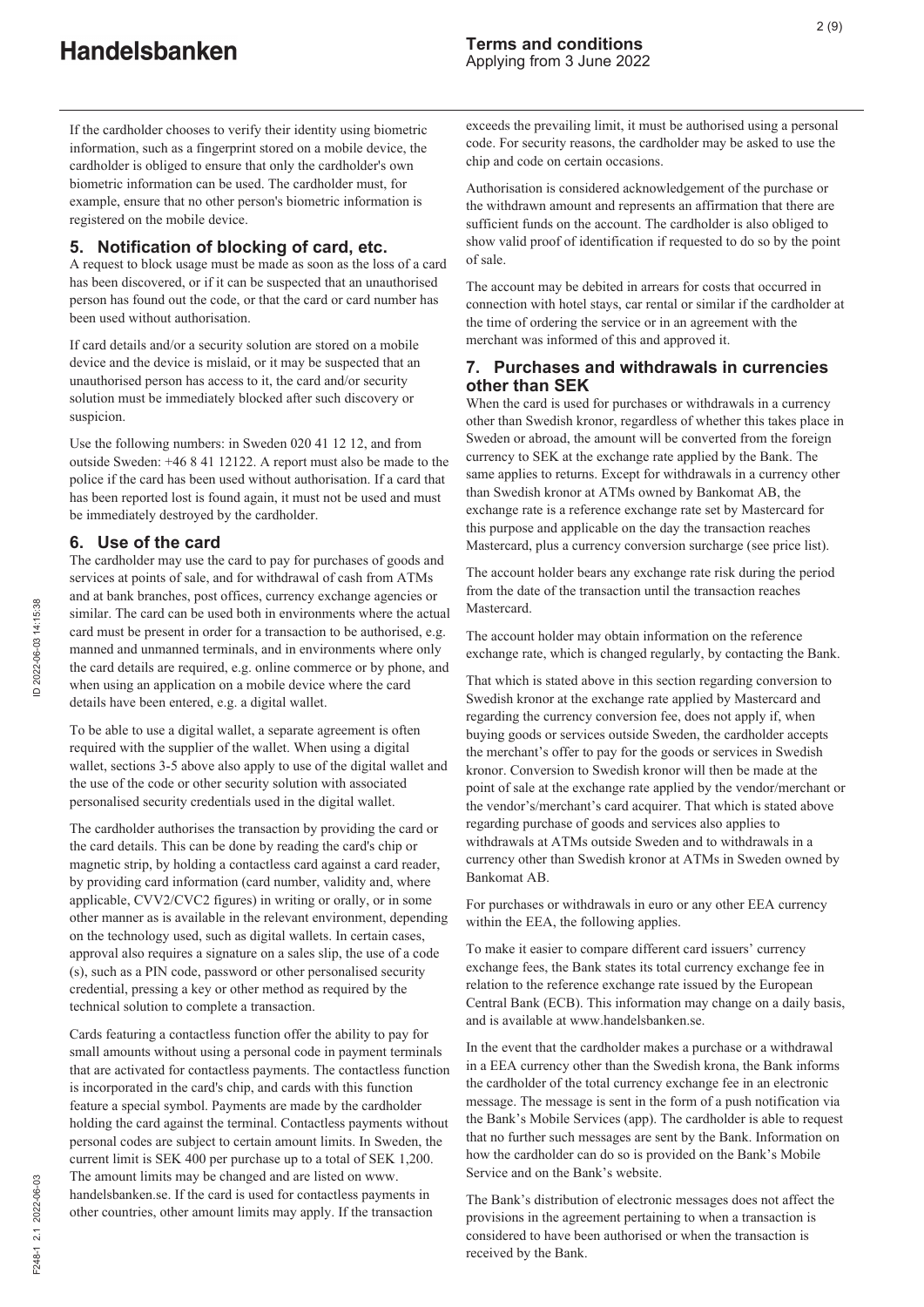If the cardholder chooses to verify their identity using biometric information, such as a fingerprint stored on a mobile device, the cardholder is obliged to ensure that only the cardholder's own biometric information can be used. The cardholder must, for example, ensure that no other person's biometric information is registered on the mobile device.

## 5. Notification of blocking of card, etc.

A request to block usage must be made as soon as the loss of a card has been discovered, or if it can be suspected that an unauthorised person has found out the code, or that the card or card number has been used without authorisation.

If card details and/or a security solution are stored on a mobile device and the device is mislaid, or it may be suspected that an unauthorised person has access to it, the card and/or security solution must be immediately blocked after such discovery or suspicion.

Use the following numbers: in Sweden 020 41 12 12, and from outside Sweden: +46 8 41 12122. A report must also be made to the police if the card has been used without authorisation. If a card that has been reported lost is found again, it must not be used and must be immediately destroyed by the cardholder.

## 6. Use of the card

The cardholder may use the card to pay for purchases of goods and services at points of sale, and for withdrawal of cash from ATMs and at bank branches, post offices, currency exchange agencies or similar. The card can be used both in environments where the actual card must be present in order for a transaction to be authorised, e.g. manned and unmanned terminals, and in environments where only the card details are required, e.g. online commerce or by phone, and when using an application on a mobile device where the card details have been entered, e.g. a digital wallet.

To be able to use a digital wallet, a separate agreement is often required with the supplier of the wallet. When using a digital wallet, sections 3-5 above also apply to use of the digital wallet and the use of the code or other security solution with associated personalised security credentials used in the digital wallet.

The cardholder authorises the transaction by providing the card or the card details. This can be done by reading the card's chip or magnetic strip, by holding a contactless card against a card reader, by providing card information (card number, validity and, where applicable, CVV2/CVC2 figures) in writing or orally, or in some other manner as is available in the relevant environment, depending on the technology used, such as digital wallets. In certain cases, approval also requires a signature on a sales slip, the use of a code (s), such as a PIN code, password or other personalised security credential, pressing a key or other method as required by the technical solution to complete a transaction.

Cards featuring a contactless function offer the ability to pay for small amounts without using a personal code in payment terminals that are activated for contactless payments. The contactless function is incorporated in the card's chip, and cards with this function feature a special symbol. Payments are made by the cardholder holding the card against the terminal. Contactless payments without personal codes are subject to certain amount limits. In Sweden, the current limit is SEK 400 per purchase up to a total of SEK 1,200. The amount limits may be changed and are listed on www.handelsbanken.se. If the card is used for contactless payments in other countries, other amount limits may apply. If the transaction exceeds the prevailing limit, it must be authorised using a personal code. For security reasons, the cardholder may be asked to use the chip and code on certain occasions.

Authorisation is considered acknowledgement of the purchase or the withdrawn amount and represents an affirmation that there are sufficient funds on the account. The cardholder is also obliged to show valid proof of identification if requested to do so by the point of sale.

The account may be debited in arrears for costs that occurred in connection with hotel stays, car rental or similar if the cardholder at the time of ordering the service or in an agreement with the merchant was informed of this and approved it.

## 7. Purchases and withdrawals in currencies other than SEK

When the card is used for purchases or withdrawals in a currency other than Swedish kronor, regardless of whether this takes place in Sweden or abroad, the amount will be converted from the foreign currency to SEK at the exchange rate applied by the Bank. The same applies to returns. Except for withdrawals in a currency other than Swedish kronor at ATMs owned by Bankomat AB, the exchange rate is a reference exchange rate set by Mastercard for this purpose and applicable on the day the transaction reaches Mastercard, plus a currency conversion surcharge (see price list).

The account holder bears any exchange rate risk during the period from the date of the transaction until the transaction reaches Mastercard.

The account holder may obtain information on the reference exchange rate, which is changed regularly, by contacting the Bank.

That which is stated above in this section regarding conversion to Swedish kronor at the exchange rate applied by Mastercard and regarding the currency conversion fee, does not apply if, when buying goods or services outside Sweden, the cardholder accepts the merchant's offer to pay for the goods or services in Swedish kronor. Conversion to Swedish kronor will then be made at the point of sale at the exchange rate applied by the vendor/merchant or the vendor's/merchant's card acquirer. That which is stated above regarding purchase of goods and services also applies to withdrawals at ATMs outside Sweden and to withdrawals in a currency other than Swedish kronor at ATMs in Sweden owned by Bankomat AB.

For purchases or withdrawals in euro or any other EEA currency within the EEA, the following applies.

To make it easier to compare different card issuers' currency exchange fees, the Bank states its total currency exchange fee in relation to the reference exchange rate issued by the European Central Bank (ECB). This information may change on a daily basis, and is available at www.handelsbanken.se.

In the event that the cardholder makes a purchase or a withdrawal in a EEA currency other than the Swedish krona, the Bank informs the cardholder of the total currency exchange fee in an electronic message. The message is sent in the form of a push notification via the Bank's Mobile Services (app). The cardholder is able to request that no further such messages are sent by the Bank. Information on how the cardholder can do so is provided on the Bank's Mobile Service and on the Bank's website.

The Bank's distribution of electronic messages does not affect the provisions in the agreement pertaining to when a transaction is considered to have been authorised or when the transaction is received by the Bank.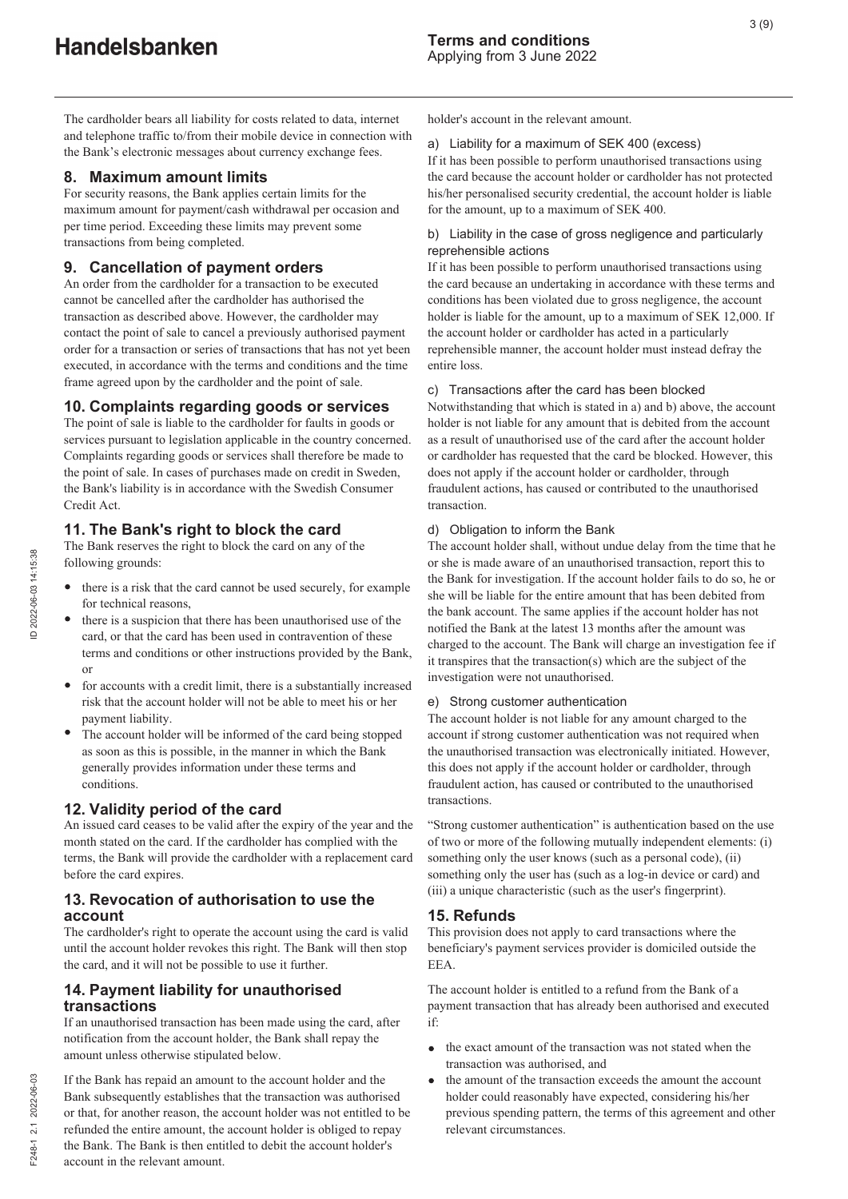The cardholder bears all liability for costs related to data, internet and telephone traffic to/from their mobile device in connection with the Bank's electronic messages about currency exchange fees.

## 8. Maximum amount limits

For security reasons, the Bank applies certain limits for the maximum amount for payment/cash withdrawal per occasion and per time period. Exceeding these limits may prevent some transactions from being completed.

## 9. Cancellation of payment orders

An order from the cardholder for a transaction to be executed cannot be cancelled after the cardholder has authorised the transaction as described above. However, the cardholder may contact the point of sale to cancel a previously authorised payment order for a transaction or series of transactions that has not yet been executed, in accordance with the terms and conditions and the time frame agreed upon by the cardholder and the point of sale.

## 10. Complaints regarding goods or services

The point of sale is liable to the cardholder for faults in goods or services pursuant to legislation applicable in the country concerned. Complaints regarding goods or services shall therefore be made to the point of sale. In cases of purchases made on credit in Sweden, the Bank's liability is in accordance with the Swedish Consumer Credit Act.

## 11. The Bank's right to block the card

The Bank reserves the right to block the card on any of the following grounds:

- there is a risk that the card cannot be used securely, for example for technical reasons,
- there is a suspicion that there has been unauthorised use of the card, or that the card has been used in contravention of these terms and conditions or other instructions provided by the Bank, or
- for accounts with a credit limit, there is a substantially increased risk that the account holder will not be able to meet his or her payment liability.
- The account holder will be informed of the card being stopped as soon as this is possible, in the manner in which the Bank generally provides information under these terms and conditions.

## 12. Validity period of the card

An issued card ceases to be valid after the expiry of the year and the month stated on the card. If the cardholder has complied with the terms, the Bank will provide the cardholder with a replacement card before the card expires.

## 13. Revocation of authorisation to use the account

The cardholder's right to operate the account using the card is valid until the account holder revokes this right. The Bank will then stop the card, and it will not be possible to use it further.

## 14. Payment liability for unauthorised transactions

If an unauthorised transaction has been made using the card, after notification from the account holder, the Bank shall repay the amount unless otherwise stipulated below.

If the Bank has repaid an amount to the account holder and the Bank subsequently establishes that the transaction was authorised or that, for another reason, the account holder was not entitled to be refunded the entire amount, the account holder is obliged to repay the Bank. The Bank is then entitled to debit the account holder's account in the relevant amount.

### a) Liability for a maximum of SEK 400 (excess)

If it has been possible to perform unauthorised transactions using the card because the account holder or cardholder has not protected his/her personalised security credential, the account holder is liable for the amount, up to a maximum of SEK 400.

### b) Liability in the case of gross negligence and particularly reprehensible actions

If it has been possible to perform unauthorised transactions using the card because an undertaking in accordance with these terms and conditions has been violated due to gross negligence, the account holder is liable for the amount, up to a maximum of SEK 12,000. If the account holder or cardholder has acted in a particularly reprehensible manner, the account holder must instead defray the entire loss.

### c) Transactions after the card has been blocked

Notwithstanding that which is stated in a) and b) above, the account holder is not liable for any amount that is debited from the account as a result of unauthorised use of the card after the account holder or cardholder has requested that the card be blocked. However, this does not apply if the account holder or cardholder, through fraudulent actions, has caused or contributed to the unauthorised transaction.

### d) Obligation to inform the Bank

The account holder shall, without undue delay from the time that he or she is made aware of an unauthorised transaction, report this to the Bank for investigation. If the account holder fails to do so, he or she will be liable for the entire amount that has been debited from the bank account. The same applies if the account holder has not notified the Bank at the latest 13 months after the amount was charged to the account. The Bank will charge an investigation fee if it transpires that the transaction(s) which are the subject of the investigation were not unauthorised.

### e) Strong customer authentication

The account holder is not liable for any amount charged to the account if strong customer authentication was not required when the unauthorised transaction was electronically initiated. However, this does not apply if the account holder or cardholder, through fraudulent action, has caused or contributed to the unauthorised transactions.

"Strong customer authentication" is authentication based on the use of two or more of the following mutually independent elements: (i) something only the user knows (such as a personal code), (ii) something only the user has (such as a log-in device or card) and (iii) a unique characteristic (such as the user's fingerprint).

## 15. Refunds

This provision does not apply to card transactions where the beneficiary's payment services provider is domiciled outside the EEA.

The account holder is entitled to a refund from the Bank of a payment transaction that has already been authorised and executed if:

- the exact amount of the transaction was not stated when the transaction was authorised, and
- the amount of the transaction exceeds the amount the account holder could reasonably have expected, considering his/her previous spending pattern, the terms of this agreement and other relevant circumstances.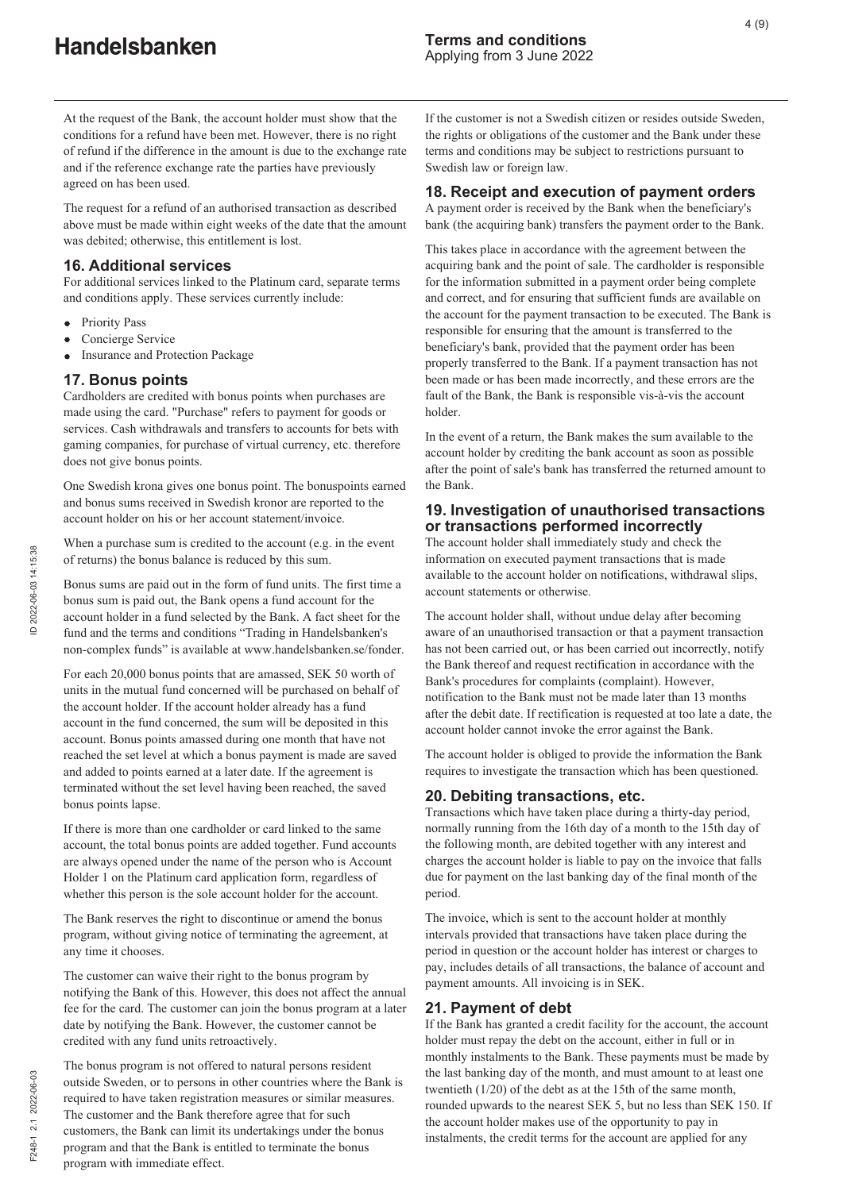At the request of the Bank, the account holder must show that the conditions for a refund have been met. However, there is no right of refund if the difference in the amount is due to the exchange rate and if the reference exchange rate the parties have previously agreed on has been used.

The request for a refund of an authorised transaction as described above must be made within eight weeks of the date that the amount was debited; otherwise, this entitlement is lost.

## 16. Additional services

For additional services linked to the Platinum card, separate terms and conditions apply. These services currently include:

- Priority Pass
- Concierge Service
- Insurance and Protection Package

## 17. Bonus points

Cardholders are credited with bonus points when purchases are made using the card. "Purchase" refers to payment for goods or services. Cash withdrawals and transfers to accounts for bets with gaming companies, for purchase of virtual currency, etc. therefore does not give bonus points.

One Swedish krona gives one bonus point. The bonuspoints earned and bonus sums received in Swedish kronor are reported to the account holder on his or her account statement/invoice.

When a purchase sum is credited to the account (e.g. in the event of returns) the bonus balance is reduced by this sum.

Bonus sums are paid out in the form of fund units. The first time a bonus sum is paid out, the Bank opens a fund account for the account holder in a fund selected by the Bank. A fact sheet for the fund and the terms and conditions "Trading in Handelsbanken's non-complex funds" is available at www.handelsbanken.se/fonder.

For each 20,000 bonus points that are amassed, SEK 50 worth of units in the mutual fund concerned will be purchased on behalf of the account holder. If the account holder already has a fund account in the fund concerned, the sum will be deposited in this account. Bonus points amassed during one month that have not reached the set level at which a bonus payment is made are saved and added to points earned at a later date. If the agreement is terminated without the set level having been reached, the saved bonus points lapse.

If there is more than one cardholder or card linked to the same account, the total bonus points are added together. Fund accounts are always opened under the name of the person who is Account Holder 1 on the Platinum card application form, regardless of whether this person is the sole account holder for the account.

The Bank reserves the right to discontinue or amend the bonus program, without giving notice of terminating the agreement, at any time it chooses.

The customer can waive their right to the bonus program by notifying the Bank of this. However, this does not affect the annual fee for the card. The customer can join the bonus program at a later date by notifying the Bank. However, the customer cannot be credited with any fund units retroactively.

The bonus program is not offered to natural persons resident outside Sweden, or to persons in other countries where the Bank is required to have registration measures or similar measures. The customer and the Bank therefore agree that for such customers, the Bank can limit its undertakings under the bonus program and that the Bank is entitled to terminate the bonus program with immediate effect.

If the customer is not a Swedish citizen or resides outside Sweden, the rights or obligations of the customer and the Bank under these terms and conditions may be subject to restrictions pursuant to Swedish law or foreign law.

## 18. Receipt and execution of payment orders

A payment order is received by the Bank when the beneficiary's bank (the acquiring bank) transfers the payment order to the Bank.

This takes place in accordance with the agreement between the acquiring bank and the point of sale. The cardholder is responsible for the information submitted in a payment order being complete and correct, and for ensuring that sufficient funds are available on the account for the payment transaction to be executed. The Bank is responsible for ensuring that the amount is transferred to the beneficiary's bank, provided that the payment order has been properly transferred to the Bank. If a payment transaction has not been made or has been made incorrectly, and these errors are the fault of the Bank, the Bank is responsible vis-à-vis the account holder.

In the event of a return, the Bank makes the sum available to the account holder by crediting the bank account as soon as possible after the point of sale's bank has transferred the returned amount to the Bank.

## 19. Investigation of unauthorised transactions or transactions performed incorrectly

The account holder shall immediately study and check the information on executed payment transactions that is made available to the account holder on notifications, withdrawal slips, account statements or otherwise.

The account holder shall, without undue delay after becoming aware of an unauthorised transaction or that a payment transaction has not been carried out, or has been carried out incorrectly, notify the Bank thereof and request rectification in accordance with the Bank's procedures for complaints (complaint). However, notification to the Bank must not be made later than 13 months after the debit date. If rectification is requested at too late a date, the account holder cannot invoke the error against the Bank.

The account holder is obliged to provide the information the Bank requires to investigate the transaction which has been questioned.

## 20. Debiting transactions, etc.

Transactions which have taken place during a thirty-day period, normally running from the 16th day of a month to the 15th day of the following month, are debited together with any interest and charges the account holder is liable to pay on the invoice that falls due for payment on the last banking day of the final month of the period.

The invoice, which is sent to the account holder at monthly intervals provided that transactions have taken place during the period in question or the account holder has interest or charges to pay, includes details of all transactions, the balance of account and payment amounts. All invoicing is in SEK.

## 21. Payment of debt

If the Bank has granted a credit facility for the account, the account holder must repay the debt on the account, either in full or in monthly instalments to the Bank. These payments must be made by the last banking day of the month, and must amount to at least one twentieth (1/20) of the debt as at the 15th of the same month, rounded upwards to the nearest SEK 5, but no less than SEK 150. If the account holder makes use of the opportunity to pay in instalments, the credit terms for the account are applied for any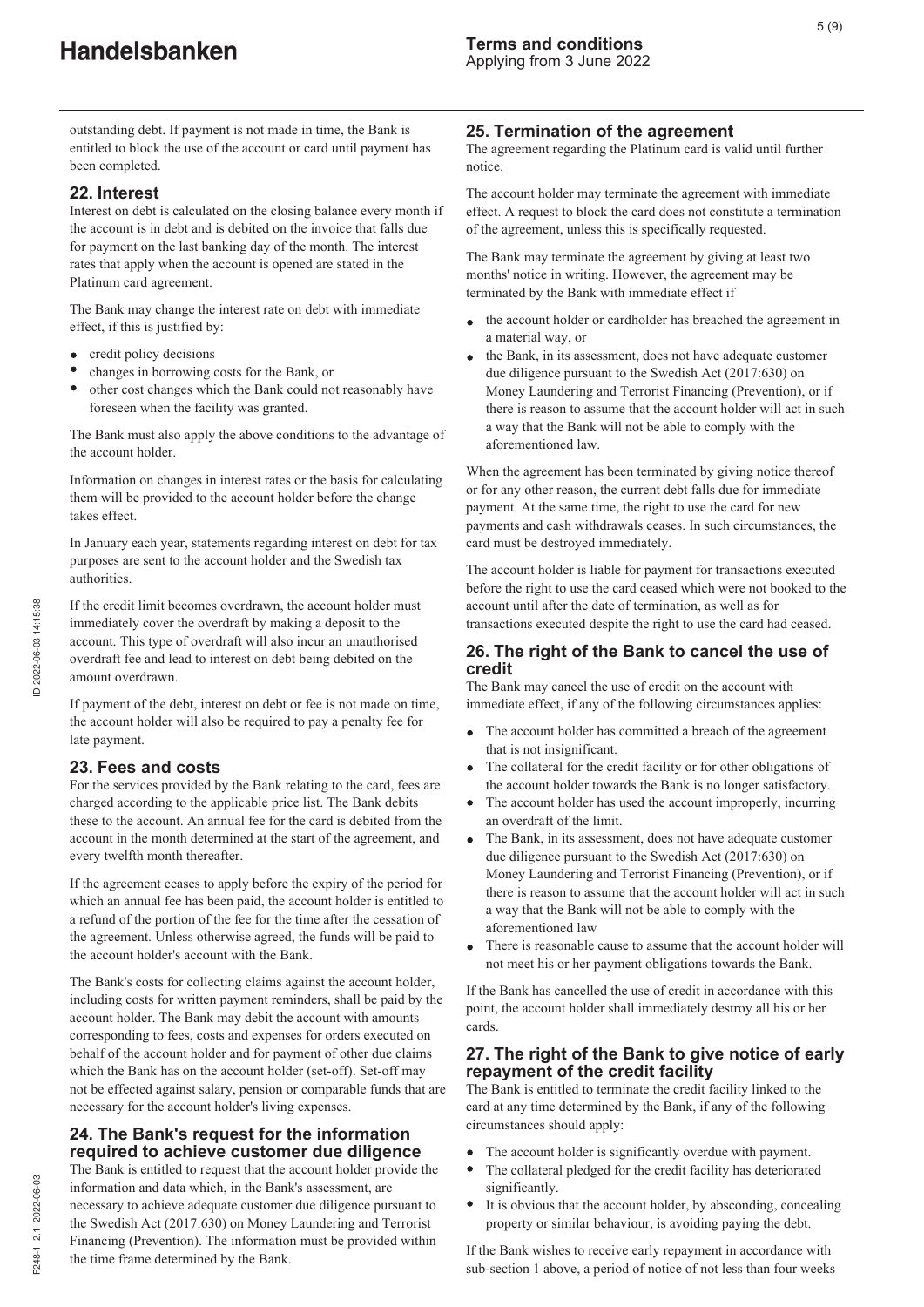outstanding debt. If payment is not made in time, the Bank is entitled to block the use of the account or card until payment has been completed.

## 22. Interest

Interest on debt is calculated on the closing balance every month if the account is in debt and is debited on the invoice that falls due for payment on the last banking day of the month. The interest rates that apply when the account is opened are stated in the Platinum card agreement.

The Bank may change the interest rate on debt with immediate effect, if this is justified by:

- credit policy decisions
- changes in borrowing costs for the Bank, or
- other cost changes which the Bank could not reasonably have foreseen when the facility was granted.

The Bank must also apply the above conditions to the advantage of the account holder.

Information on changes in interest rates or the basis for calculating them will be provided to the account holder before the change takes effect.

In January each year, statements regarding interest on debt for tax purposes are sent to the account holder and the Swedish tax authorities.

If the credit limit becomes overdrawn, the account holder must immediately cover the overdraft by making a deposit to the account. This type of overdraft will also incur an unauthorised overdraft fee and lead to interest on debt being debited on the amount overdrawn.

If payment of the debt, interest on debt or fee is not made on time, the account holder will also be required to pay a penalty fee for late payment.

## 23. Fees and costs

For the services provided by the Bank relating to the card, fees are charged according to the applicable price list. The Bank debits these to the account. An annual fee for the card is debited from the account in the month determined at the start of the agreement, and every twelfth month thereafter.

If the agreement ceases to apply before the expiry of the period for which an annual fee has been paid, the account holder is entitled to a refund of the portion of the fee for the time after the cessation of the agreement. Unless otherwise agreed, the funds will be paid to the account holder's account with the Bank.

The Bank's costs for collecting claims against the account holder, including costs for written payment reminders, shall be paid by the account holder. The Bank may debit the account with amounts corresponding to fees, costs and expenses for orders executed on behalf of the account holder and for payment of other due claims which the Bank has on the account holder (set-off). Set-off may not be effected against salary, pension or comparable funds that are necessary for the account holder's living expenses.

## 24. The Bank's request for the information required to achieve customer due diligence

The Bank is entitled to request that the account holder provide the information and data which, in the Bank's assessment, are necessary to achieve adequate customer due diligence pursuant to the Swedish Act (2017:630) on Money Laundering and Terrorist Financing (Prevention). The information must be provided within the time frame determined by the Bank.

## 25. Termination of the agreement

The agreement regarding the Platinum card is valid until further notice.

The account holder may terminate the agreement with immediate effect. A request to block the card does not constitute a termination of the agreement, unless this is specifically requested.

The Bank may terminate the agreement by giving at least two months' notice in writing. However, the agreement may be terminated by the Bank with immediate effect if

- the account holder or cardholder has breached the agreement in a material way, or
- the Bank, in its assessment, does not have adequate customer due diligence pursuant to the Swedish Act (2017:630) on Money Laundering and Terrorist Financing (Prevention), or if there is reason to assume that the account holder will act in such a way that the Bank will not be able to comply with the aforementioned law.

When the agreement has been terminated by giving notice thereof or for any other reason, the current debt falls due for immediate payment. At the same time, the right to use the card for new payments and cash withdrawals ceases. In such circumstances, the card must be destroyed immediately.

The account holder is liable for payment for transactions executed before the right to use the card ceased which were not booked to the account until after the date of termination, as well as for transactions executed despite the right to use the card had ceased.

## 26. The right of the Bank to cancel the use of credit

The Bank may cancel the use of credit on the account with immediate effect, if any of the following circumstances applies:

- The account holder has committed a breach of the agreement that is not insignificant.
- The collateral for the credit facility or for other obligations of the account holder towards the Bank is no longer satisfactory.
- The account holder has used the account improperly, incurring an overdraft of the limit.
- The Bank, in its assessment, does not have adequate customer due diligence pursuant to the Swedish Act (2017:630) on Money Laundering and Terrorist Financing (Prevention), or if there is reason to assume that the account holder will act in such a way that the Bank will not be able to comply with the aforementioned law
- There is reasonable cause to assume that the account holder will not meet his or her payment obligations towards the Bank.

If the Bank has cancelled the use of credit in accordance with this point, the account holder shall immediately destroy all his or her cards.

## 27. The right of the Bank to give notice of early repayment of the credit facility

The Bank is entitled to terminate the credit facility linked to the card at any time determined by the Bank, if any of the following circumstances should apply:

- The account holder is significantly overdue with payment.
- The collateral pledged for the credit facility has deteriorated significantly.
- It is obvious that the account holder, by absconding, concealing property or similar behaviour, is avoiding paying the debt.

If the Bank wishes to receive early repayment in accordance with sub-section 1 above, a period of notice of not less than four weeks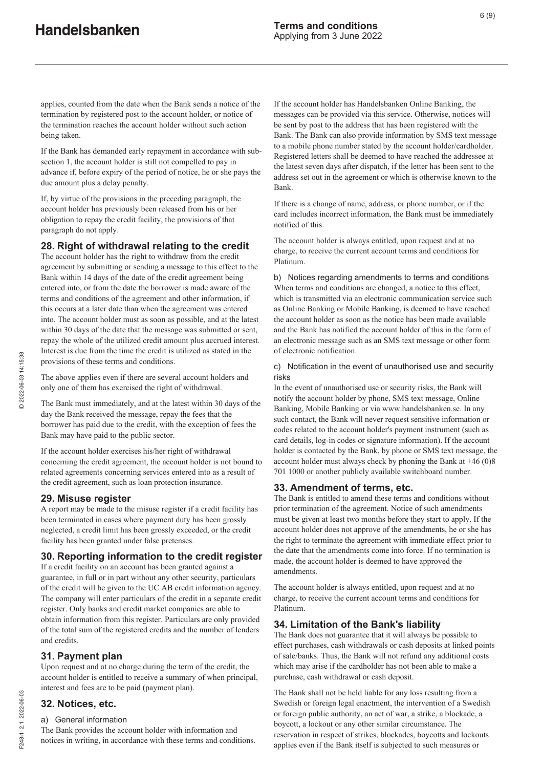applies, counted from the date when the Bank sends a notice of the termination by registered post to the account holder, or notice of the termination reaches the account holder without such action being taken.

If the Bank has demanded early repayment in accordance with sub-section 1, the account holder is still not compelled to pay in advance if, before expiry of the period of notice, he or she pays the due amount plus a delay penalty.

If, by virtue of the provisions in the preceding paragraph, the account holder has previously been released from his or her obligation to repay the credit facility, the provisions of that paragraph do not apply.

## 28. Right of withdrawal relating to the credit

The account holder has the right to withdraw from the credit agreement by submitting or sending a message to this effect to the Bank within 14 days of the date of the credit agreement being entered into, or from the date the borrower is made aware of the terms and conditions of the agreement and other information, if this occurs at a later date than when the agreement was entered into. The account holder must as soon as possible, and at the latest within 30 days of the date that the message was submitted or sent, repay the whole of the utilized credit amount plus accrued interest. Interest is due from the time the credit is utilized as stated in the provisions of these terms and conditions.

The above applies even if there are several account holders and only one of them has exercised the right of withdrawal.

The Bank must immediately, and at the latest within 30 days of the day the Bank received the message, repay the fees that the borrower has paid due to the credit, with the exception of fees the Bank may have paid to the public sector.

If the account holder exercises his/her right of withdrawal concerning the credit agreement, the account holder is not bound to related agreements concerning services entered into as a result of the credit agreement, such as loan protection insurance.

## 29. Misuse register

A report may be made to the misuse register if a credit facility has been terminated in cases where payment duty has been grossly neglected, a credit limit has been grossly exceeded, or the credit facility has been granted under false pretenses.

## 30. Reporting information to the credit register

If a credit facility on an account has been granted against a guarantee, in full or in part without any other security, particulars of the credit will be given to the UC AB credit information agency. The company will enter particulars of the credit in a separate credit register. Only banks and credit market companies are able to obtain information from this register. Particulars are only provided of the total sum of the registered credits and the number of lenders and credits.

## 31. Payment plan

Upon request and at no charge during the term of the credit, the account holder is entitled to receive a summary of when principal, interest and fees are to be paid (payment plan).

## 32. Notices, etc.

### a) General information

The Bank provides the account holder with information and notices in writing, in accordance with these terms and conditions. If the account holder has Handelsbanken Online Banking, the messages can be provided via this service. Otherwise, notices will be sent by post to the address that has been registered with the Bank. The Bank can also provide information by SMS text message to a mobile phone number stated by the account holder/cardholder. Registered letters shall be deemed to have reached the addressee at the latest seven days after dispatch, if the letter has been sent to the address set out in the agreement or which is otherwise known to the Bank.

If there is a change of name, address, or phone number, or if the card includes incorrect information, the Bank must be immediately notified of this.

The account holder is always entitled, upon request and at no charge, to receive the current account terms and conditions for Platinum.

### b) Notices regarding amendments to terms and conditions

When terms and conditions are changed, a notice to this effect, which is transmitted via an electronic communication service such as Online Banking or Mobile Banking, is deemed to have reached the account holder as soon as the notice has been made available and the Bank has notified the account holder of this in the form of an electronic message such as an SMS text message or other form of electronic notification.

### c) Notification in the event of unauthorised use and security risks

In the event of unauthorised use or security risks, the Bank will notify the account holder by phone, SMS text message, Online Banking, Mobile Banking or via www.handelsbanken.se. In any such contact, the Bank will never request sensitive information or codes related to the account holder's payment instrument (such as card details, log-in codes or signature information). If the account holder is contacted by the Bank, by phone or SMS text message, the account holder must always check by phoning the Bank at +46 (0)8 701 1000 or another publicly available switchboard number.

## 33. Amendment of terms, etc.

The Bank is entitled to amend these terms and conditions without prior termination of the agreement. Notice of such amendments must be given at least two months before they start to apply. If the account holder does not approve of the amendments, he or she has the right to terminate the agreement with immediate effect prior to the date that the amendments come into force. If no termination is made, the account holder is deemed to have approved the amendments.

The account holder is always entitled, upon request and at no charge, to receive the current account terms and conditions for Platinum.

## 34. Limitation of the Bank's liability

The Bank does not guarantee that it will always be possible to effect purchases, cash withdrawals or cash deposits at linked points of sale/banks. Thus, the Bank will not refund any additional costs which may arise if the cardholder has not been able to make a purchase, cash withdrawal or cash deposit.

The Bank shall not be held liable for any loss resulting from a Swedish or foreign legal enactment, the intervention of a Swedish or foreign public authority, an act of war, a strike, a blockade, a boycott, a lockout or any other similar circumstance. The reservation in respect of strikes, blockades, boycotts and lockouts applies even if the Bank itself is subjected to such measures or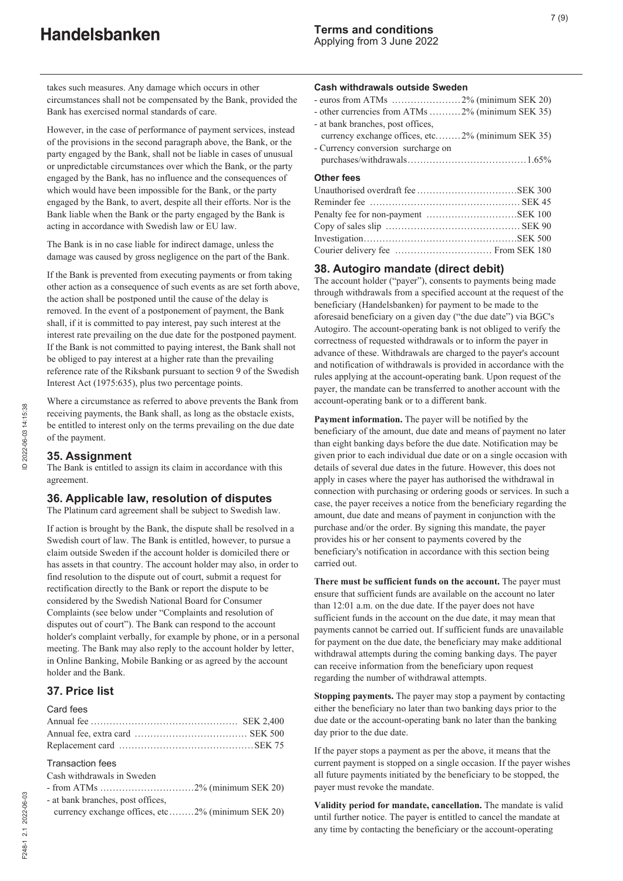takes such measures. Any damage which occurs in other circumstances shall not be compensated by the Bank, provided the Bank has exercised normal standards of care.

However, in the case of performance of payment services, instead of the provisions in the second paragraph above, the Bank, or the party engaged by the Bank, shall not be liable in cases of unusual or unpredictable circumstances over which the Bank, or the party engaged by the Bank, has no influence and the consequences of which would have been impossible for the Bank, or the party engaged by the Bank, to avert, despite all their efforts. Nor is the Bank liable when the Bank or the party engaged by the Bank is acting in accordance with Swedish law or EU law.

The Bank is in no case liable for indirect damage, unless the damage was caused by gross negligence on the part of the Bank.

If the Bank is prevented from executing payments or from taking other action as a consequence of such events as are set forth above, the action shall be postponed until the cause of the delay is removed. In the event of a postponement of payment, the Bank shall, if it is committed to pay interest, pay such interest at the interest rate prevailing on the due date for the postponed payment. If the Bank is not committed to paying interest, the Bank shall not be obliged to pay interest at a higher rate than the prevailing reference rate of the Riksbank pursuant to section 9 of the Swedish Interest Act (1975:635), plus two percentage points.

Where a circumstance as referred to above prevents the Bank from receiving payments, the Bank shall, as long as the obstacle exists, be entitled to interest only on the terms prevailing on the due date of the payment.

## 35. Assignment

The Bank is entitled to assign its claim in accordance with this agreement.

## 36. Applicable law, resolution of disputes

The Platinum card agreement shall be subject to Swedish law.

If action is brought by the Bank, the dispute shall be resolved in a Swedish court of law. The Bank is entitled, however, to pursue a claim outside Sweden if the account holder is domiciled there or has assets in that country. The account holder may also, in order to find resolution to the dispute out of court, submit a request for rectification directly to the Bank or report the dispute to be considered by the Swedish National Board for Consumer Complaints (see below under "Complaints and resolution of disputes out of court"). The Bank can respond to the account holder's complaint verbally, for example by phone, or in a personal meeting. The Bank may also reply to the account holder by letter, in Online Banking, Mobile Banking or as agreed by the account holder and the Bank.

## 37. Price list

Card fees

Annual fee ............................................. SEK 2,400
Annual fee, extra card .................................. SEK 500
Replacement card ......................................... SEK 75

Transaction fees

Cash withdrawals in Sweden

- from ATMs ............................. 2% (minimum SEK 20)
- at bank branches, post offices,
  currency exchange offices, etc........ 2% (minimum SEK 20)

**Cash withdrawals outside Sweden**

- euros from ATMs ..................... 2% (minimum SEK 20)
- other currencies from ATMs .......... 2% (minimum SEK 35)
- at bank branches, post offices,
  currency exchange offices, etc........ 2% (minimum SEK 35)
- Currency conversion surcharge on
  purchases/withdrawals.................................... 1.65%

**Other fees**

Unauthorised overdraft fee ............................... SEK 300
Reminder fee .............................................. SEK 45
Penalty fee for non-payment ............................ SEK 100
Copy of sales slip .......................................... SEK 90
Investigation............................................... SEK 500
Courier delivery fee .............................. From SEK 180

## 38. Autogiro mandate (direct debit)

The account holder ("payer"), consents to payments being made through withdrawals from a specified account at the request of the beneficiary (Handelsbanken) for payment to be made to the aforesaid beneficiary on a given day ("the due date") via BGC's Autogiro. The account-operating bank is not obliged to verify the correctness of requested withdrawals or to inform the payer in advance of these. Withdrawals are charged to the payer's account and notification of withdrawals is provided in accordance with the rules applying at the account-operating bank. Upon request of the payer, the mandate can be transferred to another account with the account-operating bank or to a different bank.

**Payment information.** The payer will be notified by the beneficiary of the amount, due date and means of payment no later than eight banking days before the due date. Notification may be given prior to each individual due date or on a single occasion with details of several due dates in the future. However, this does not apply in cases where the payer has authorised the withdrawal in connection with purchasing or ordering goods or services. In such a case, the payer receives a notice from the beneficiary regarding the amount, due date and means of payment in conjunction with the purchase and/or the order. By signing this mandate, the payer provides his or her consent to payments covered by the beneficiary's notification in accordance with this section being carried out.

**There must be sufficient funds on the account.** The payer must ensure that sufficient funds are available on the account no later than 12:01 a.m. on the due date. If the payer does not have sufficient funds in the account on the due date, it may mean that payments cannot be carried out. If sufficient funds are unavailable for payment on the due date, the beneficiary may make additional withdrawal attempts during the coming banking days. The payer can receive information from the beneficiary upon request regarding the number of withdrawal attempts.

**Stopping payments.** The payer may stop a payment by contacting either the beneficiary no later than two banking days prior to the due date or the account-operating bank no later than the banking day prior to the due date.

If the payer stops a payment as per the above, it means that the current payment is stopped on a single occasion. If the payer wishes all future payments initiated by the beneficiary to be stopped, the payer must revoke the mandate.

**Validity period for mandate, cancellation.** The mandate is valid until further notice. The payer is entitled to cancel the mandate at any time by contacting the beneficiary or the account-operating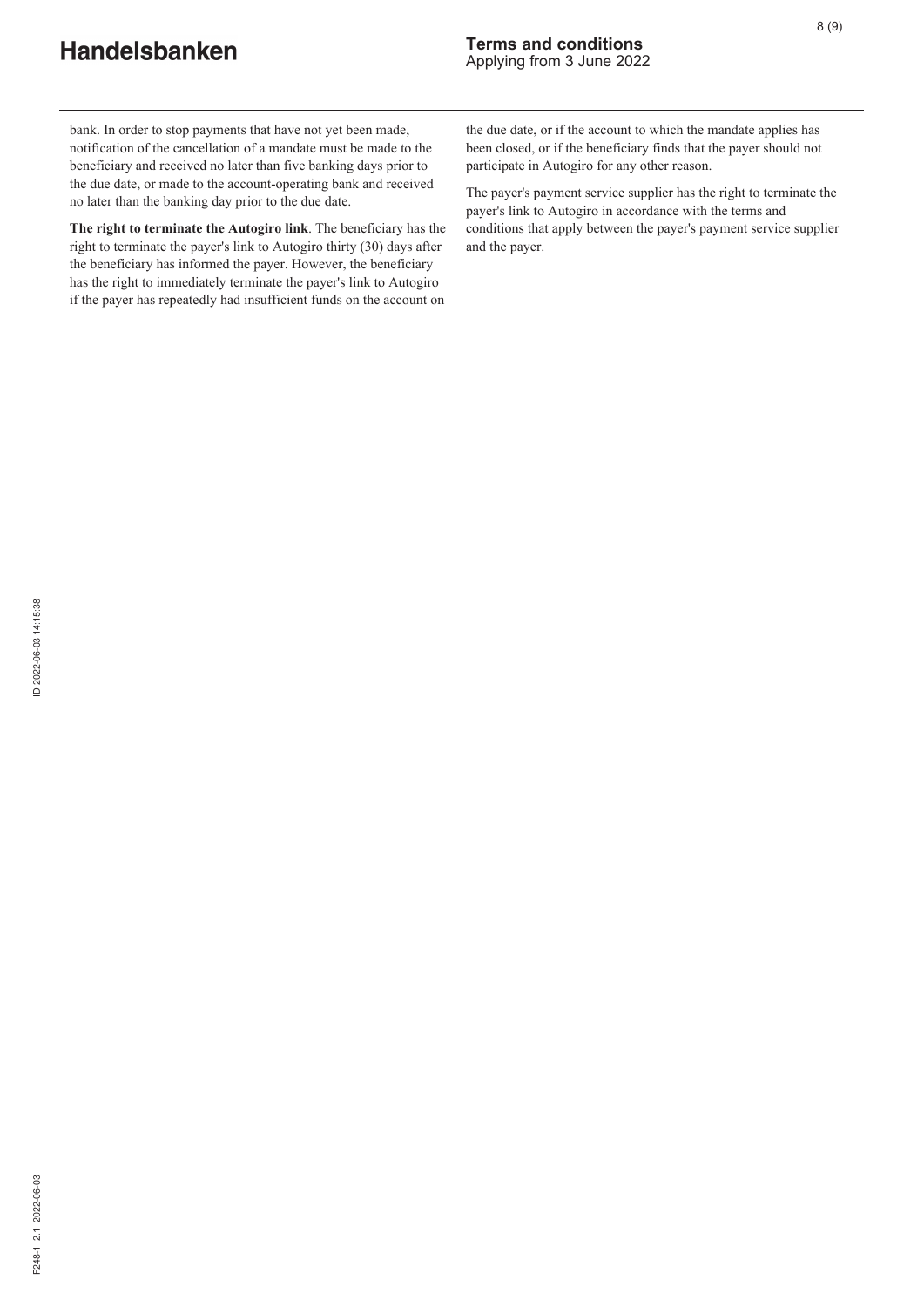bank. In order to stop payments that have not yet been made, notification of the cancellation of a mandate must be made to the beneficiary and received no later than five banking days prior to the due date, or made to the account-operating bank and received no later than the banking day prior to the due date.

**The right to terminate the Autogiro link**. The beneficiary has the right to terminate the payer's link to Autogiro thirty (30) days after the beneficiary has informed the payer. However, the beneficiary has the right to immediately terminate the payer's link to Autogiro if the payer has repeatedly had insufficient funds on the account on the due date, or if the account to which the mandate applies has been closed, or if the beneficiary finds that the payer should not participate in Autogiro for any other reason.

The payer's payment service supplier has the right to terminate the payer's link to Autogiro in accordance with the terms and conditions that apply between the payer's payment service supplier and the payer.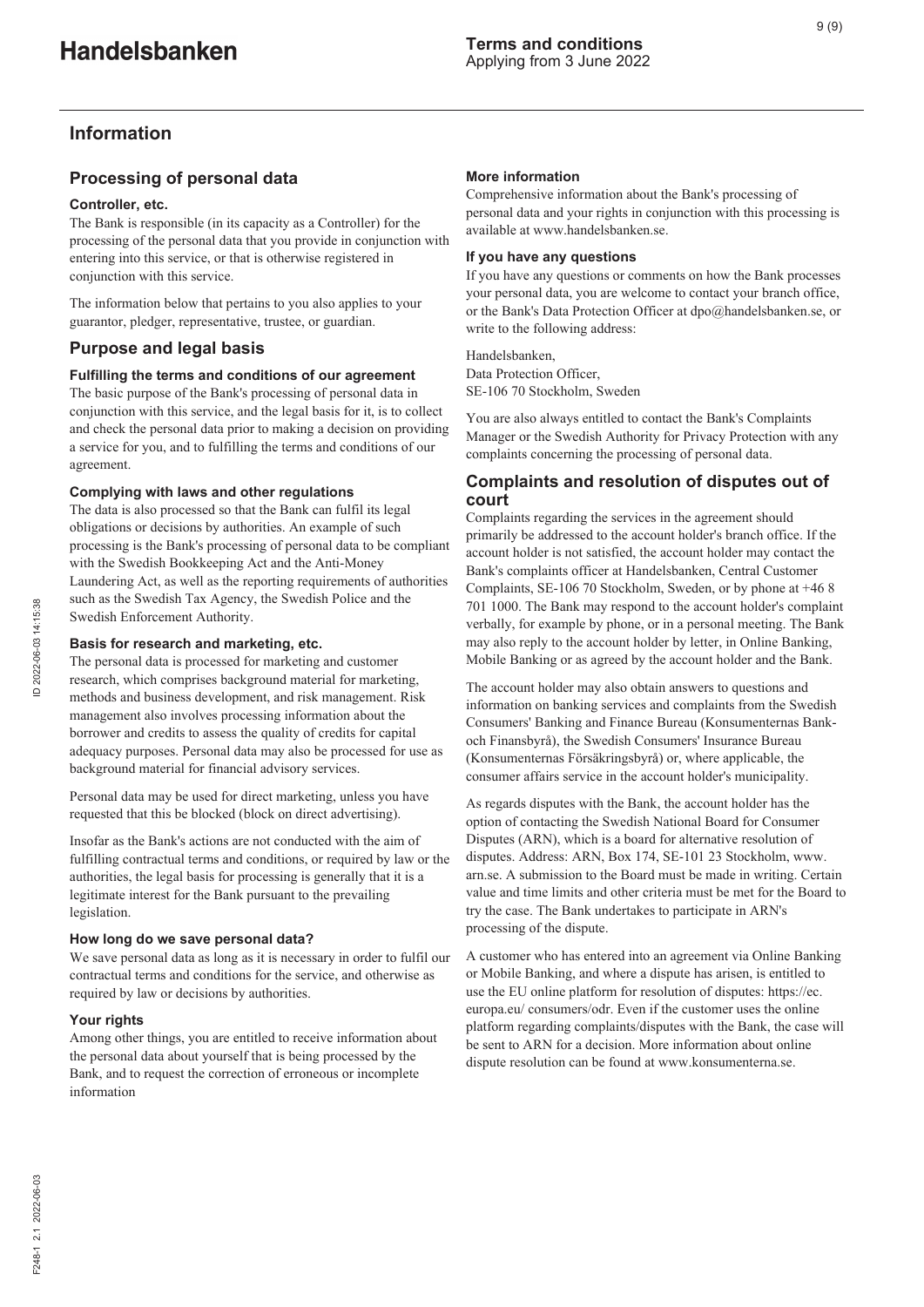# Information

## Processing of personal data

#### Controller, etc.

The Bank is responsible (in its capacity as a Controller) for the processing of the personal data that you provide in conjunction with entering into this service, or that is otherwise registered in conjunction with this service.

The information below that pertains to you also applies to your guarantor, pledger, representative, trustee, or guardian.

## Purpose and legal basis

#### Fulfilling the terms and conditions of our agreement

The basic purpose of the Bank's processing of personal data in conjunction with this service, and the legal basis for it, is to collect and check the personal data prior to making a decision on providing a service for you, and to fulfilling the terms and conditions of our agreement.

#### Complying with laws and other regulations

The data is also processed so that the Bank can fulfil its legal obligations or decisions by authorities. An example of such processing is the Bank's processing of personal data to be compliant with the Swedish Bookkeeping Act and the Anti-Money Laundering Act, as well as the reporting requirements of authorities such as the Swedish Tax Agency, the Swedish Police and the Swedish Enforcement Authority.

#### Basis for research and marketing, etc.

The personal data is processed for marketing and customer research, which comprises background material for marketing, methods and business development, and risk management. Risk management also involves processing information about the borrower and credits to assess the quality of credits for capital adequacy purposes. Personal data may also be processed for use as background material for financial advisory services.

Personal data may be used for direct marketing, unless you have requested that this be blocked (block on direct advertising).

Insofar as the Bank's actions are not conducted with the aim of fulfilling contractual terms and conditions, or required by law or the authorities, the legal basis for processing is generally that it is a legitimate interest for the Bank pursuant to the prevailing legislation.

#### How long do we save personal data?

We save personal data as long as it is necessary in order to fulfil our contractual terms and conditions for the service, and otherwise as required by law or decisions by authorities.

#### Your rights

Among other things, you are entitled to receive information about the personal data about yourself that is being processed by the Bank, and to request the correction of erroneous or incomplete information

#### More information

Comprehensive information about the Bank's processing of personal data and your rights in conjunction with this processing is available at www.handelsbanken.se.

#### If you have any questions

If you have any questions or comments on how the Bank processes your personal data, you are welcome to contact your branch office, or the Bank's Data Protection Officer at dpo@handelsbanken.se, or write to the following address:

Handelsbanken,
Data Protection Officer,
SE-106 70 Stockholm, Sweden

You are also always entitled to contact the Bank's Complaints Manager or the Swedish Authority for Privacy Protection with any complaints concerning the processing of personal data.

## Complaints and resolution of disputes out of court

Complaints regarding the services in the agreement should primarily be addressed to the account holder's branch office. If the account holder is not satisfied, the account holder may contact the Bank's complaints officer at Handelsbanken, Central Customer Complaints, SE-106 70 Stockholm, Sweden, or by phone at +46 8 701 1000. The Bank may respond to the account holder's complaint verbally, for example by phone, or in a personal meeting. The Bank may also reply to the account holder by letter, in Online Banking, Mobile Banking or as agreed by the account holder and the Bank.

The account holder may also obtain answers to questions and information on banking services and complaints from the Swedish Consumers' Banking and Finance Bureau (Konsumenternas Bank- och Finansbyrå), the Swedish Consumers' Insurance Bureau (Konsumenternas Försäkringsbyrå) or, where applicable, the consumer affairs service in the account holder's municipality.

As regards disputes with the Bank, the account holder has the option of contacting the Swedish National Board for Consumer Disputes (ARN), which is a board for alternative resolution of disputes. Address: ARN, Box 174, SE-101 23 Stockholm, www.arn.se. A submission to the Board must be made in writing. Certain value and time limits and other criteria must be met for the Board to try the case. The Bank undertakes to participate in ARN's processing of the dispute.

A customer who has entered into an agreement via Online Banking or Mobile Banking, and where a dispute has arisen, is entitled to use the EU online platform for resolution of disputes: https://ec.europa.eu/ consumers/odr. Even if the customer uses the online platform regarding complaints/disputes with the Bank, the case will be sent to ARN for a decision. More information about online dispute resolution can be found at www.konsumenterna.se.